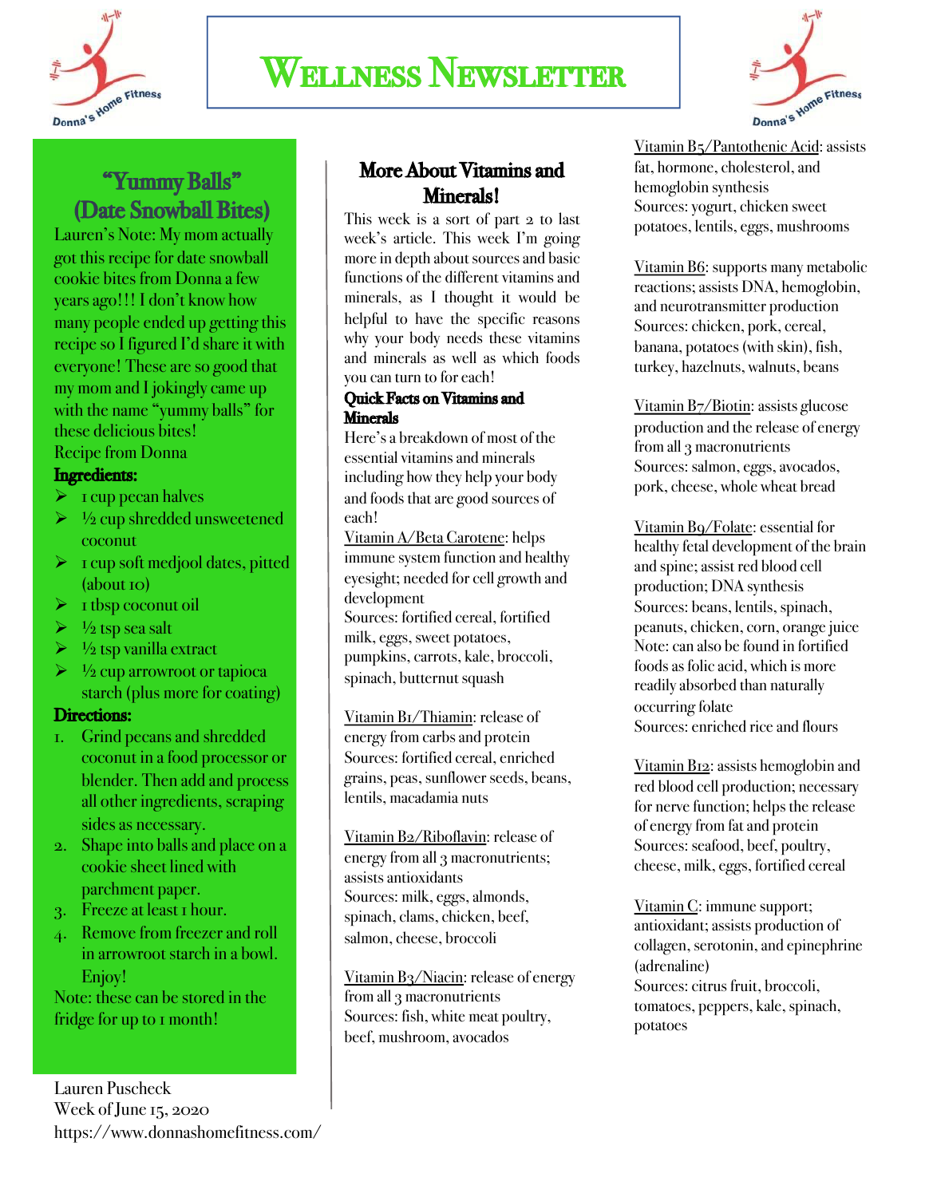# Wellness Newsletter

## "Yummy Balls" (Date Snowball Bites)

Lauren's Note: My mom actually got this recipe for date snowball cookie bites from Donna a few years ago!!! I don't know how many people ended up getting this recipe so I figured I'd share it with everyone! These are so good that my mom and I jokingly came up with the name "yummy balls" for these delicious bites!

Recipe from Donna

**Ingredients:**

- 1 cup pecan halves
- ½ cup shredded unsweetened coconut
- 1 cup soft medjool dates, pitted (about 10)
- 1 tbsp coconut oil
- ½ tsp sea salt
- ½ tsp vanilla extract
- ½ cup arrowroot or tapioca starch (plus more for coating)

**Directions:**

1. Grind pecans and shredded coconut in a food processor or blender. Then add and process all other ingredients, scraping sides as necessary.
2. Shape into balls and place on a cookie sheet lined with parchment paper.
3. Freeze at least 1 hour.
4. Remove from freezer and roll in arrowroot starch in a bowl. Enjoy!

Note: these can be stored in the fridge for up to 1 month!

Lauren Puscheck
Week of June 15, 2020
https://www.donnashomefitness.com/

## More About Vitamins and Minerals!

This week is a sort of part 2 to last week's article. This week I'm going more in depth about sources and basic functions of the different vitamins and minerals, as I thought it would be helpful to have the specific reasons why your body needs these vitamins and minerals as well as which foods you can turn to for each!

### Quick Facts on Vitamins and Minerals

Here's a breakdown of most of the essential vitamins and minerals including how they help your body and foods that are good sources of each!

Vitamin A/Beta Carotene: helps immune system function and healthy eyesight; needed for cell growth and development
Sources: fortified cereal, fortified milk, eggs, sweet potatoes, pumpkins, carrots, kale, broccoli, spinach, butternut squash

Vitamin B1/Thiamin: release of energy from carbs and protein
Sources: fortified cereal, enriched grains, peas, sunflower seeds, beans, lentils, macadamia nuts

Vitamin B2/Riboflavin: release of energy from all 3 macronutrients; assists antioxidants
Sources: milk, eggs, almonds, spinach, clams, chicken, beef, salmon, cheese, broccoli

Vitamin B3/Niacin: release of energy from all 3 macronutrients
Sources: fish, white meat poultry, beef, mushroom, avocados

Vitamin B5/Pantothenic Acid: assists fat, hormone, cholesterol, and hemoglobin synthesis
Sources: yogurt, chicken sweet potatoes, lentils, eggs, mushrooms

Vitamin B6: supports many metabolic reactions; assists DNA, hemoglobin, and neurotransmitter production
Sources: chicken, pork, cereal, banana, potatoes (with skin), fish, turkey, hazelnuts, walnuts, beans

Vitamin B7/Biotin: assists glucose production and the release of energy from all 3 macronutrients
Sources: salmon, eggs, avocados, pork, cheese, whole wheat bread

Vitamin B9/Folate: essential for healthy fetal development of the brain and spine; assist red blood cell production; DNA synthesis
Sources: beans, lentils, spinach, peanuts, chicken, corn, orange juice
Note: can also be found in fortified foods as folic acid, which is more readily absorbed than naturally occurring folate
Sources: enriched rice and flours

Vitamin B12: assists hemoglobin and red blood cell production; necessary for nerve function; helps the release of energy from fat and protein
Sources: seafood, beef, poultry, cheese, milk, eggs, fortified cereal

Vitamin C: immune support; antioxidant; assists production of collagen, serotonin, and epinephrine (adrenaline)
Sources: citrus fruit, broccoli, tomatoes, peppers, kale, spinach, potatoes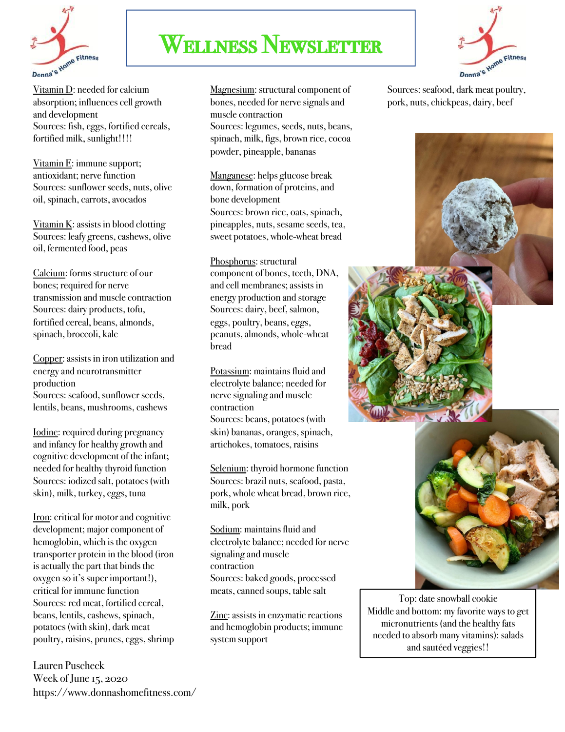# Wellness Newsletter

Vitamin D: needed for calcium absorption; influences cell growth and development
Sources: fish, eggs, fortified cereals, fortified milk, sunlight!!!!

Vitamin E: immune support; antioxidant; nerve function
Sources: sunflower seeds, nuts, olive oil, spinach, carrots, avocados

Vitamin K: assists in blood clotting
Sources: leafy greens, cashews, olive oil, fermented food, peas

Calcium: forms structure of our bones; required for nerve transmission and muscle contraction
Sources: dairy products, tofu, fortified cereal, beans, almonds, spinach, broccoli, kale

Copper: assists in iron utilization and energy and neurotransmitter production
Sources: seafood, sunflower seeds, lentils, beans, mushrooms, cashews

Iodine: required during pregnancy and infancy for healthy growth and cognitive development of the infant; needed for healthy thyroid function
Sources: iodized salt, potatoes (with skin), milk, turkey, eggs, tuna

Iron: critical for motor and cognitive development; major component of hemoglobin, which is the oxygen transporter protein in the blood (iron is actually the part that binds the oxygen so it's super important!), critical for immune function
Sources: red meat, fortified cereal, beans, lentils, cashews, spinach, potatoes (with skin), dark meat poultry, raisins, prunes, eggs, shrimp

Magnesium: structural component of bones, needed for nerve signals and muscle contraction
Sources: legumes, seeds, nuts, beans, spinach, milk, figs, brown rice, cocoa powder, pineapple, bananas

Manganese: helps glucose break down, formation of proteins, and bone development
Sources: brown rice, oats, spinach, pineapples, nuts, sesame seeds, tea, sweet potatoes, whole-wheat bread

Phosphorus: structural component of bones, teeth, DNA, and cell membranes; assists in energy production and storage
Sources: dairy, beef, salmon, eggs, poultry, beans, eggs, peanuts, almonds, whole-wheat bread

Potassium: maintains fluid and electrolyte balance; needed for nerve signaling and muscle contraction
Sources: beans, potatoes (with skin) bananas, oranges, spinach, artichokes, tomatoes, raisins

Selenium: thyroid hormone function
Sources: brazil nuts, seafood, pasta, pork, whole wheat bread, brown rice, milk, pork

Sodium: maintains fluid and electrolyte balance; needed for nerve signaling and muscle contraction
Sources: baked goods, processed meats, canned soups, table salt

Zinc: assists in enzymatic reactions and hemoglobin products; immune system support
Sources: seafood, dark meat poultry, pork, nuts, chickpeas, dairy, beef

Top: date snowball cookie
Middle and bottom: my favorite ways to get micronutrients (and the healthy fats needed to absorb many vitamins): salads and sautéed veggies!!

Lauren Puscheck
Week of June 15, 2020
https://www.donnashomefitness.com/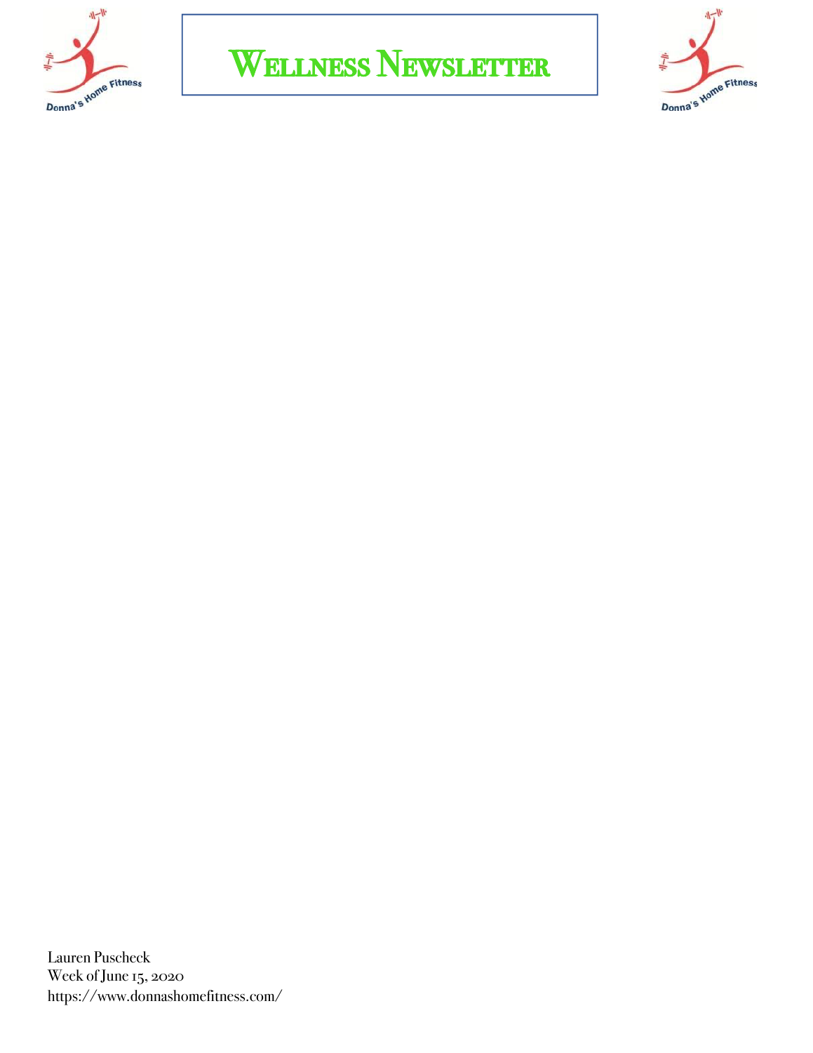# Wellness Newsletter

Lauren Puscheck
Week of June 15, 2020
https://www.donnashomefitness.com/